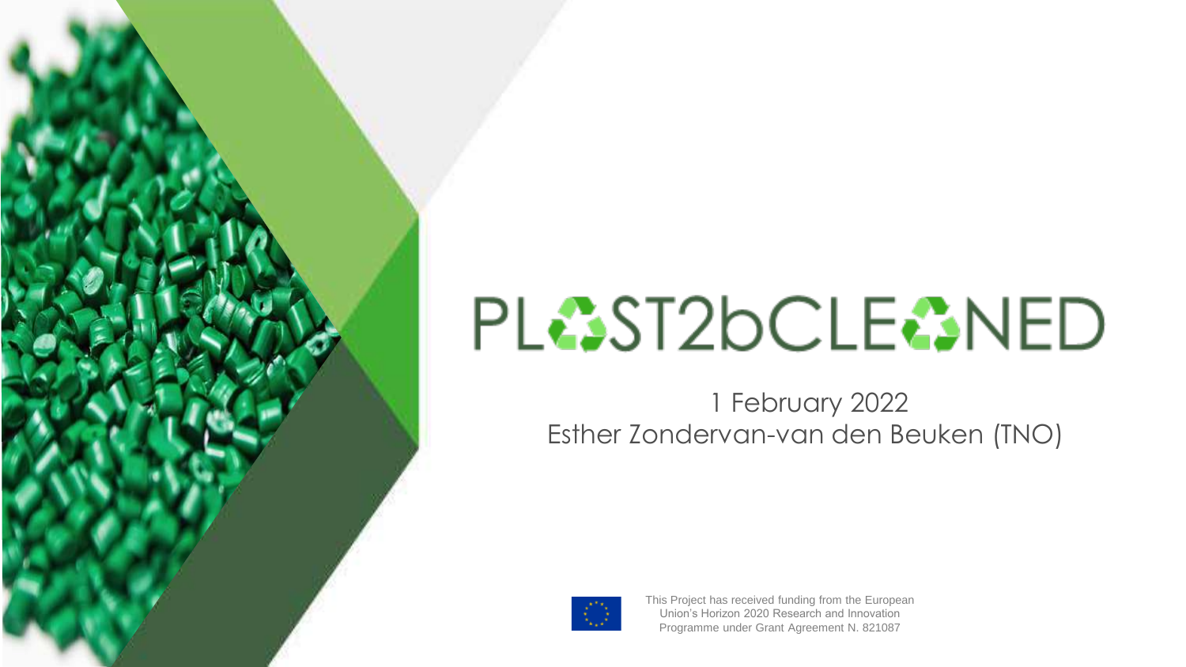# PLAST2bCLEANED

1 February 2022

Esther Zondervan-van den Beuken (TNO)

This Project has received funding from the European Union's Horizon 2020 Research and Innovation Programme under Grant Agreement N. 821087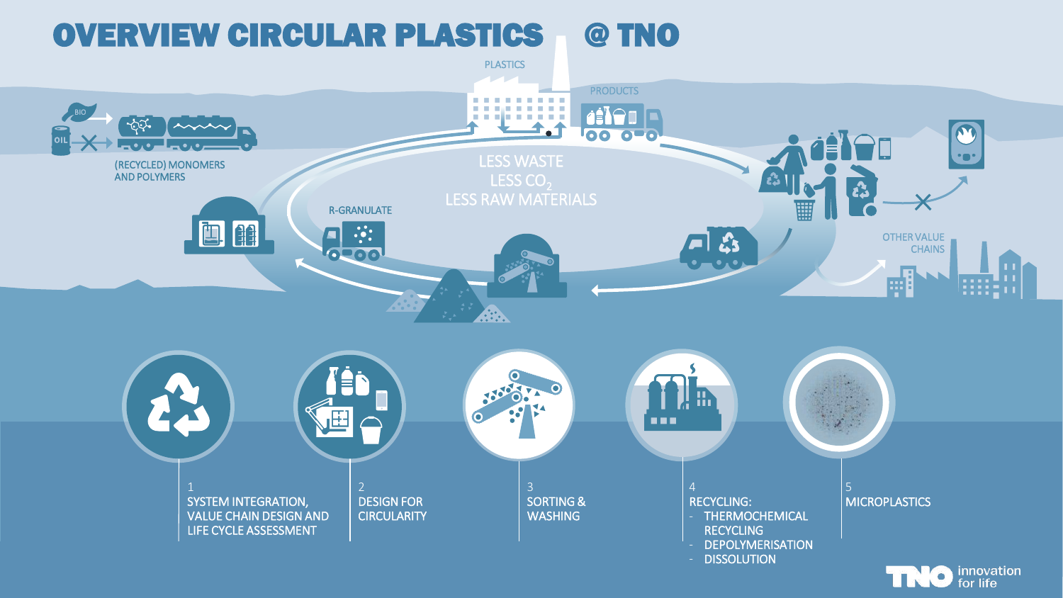# OVERVIEW CIRCULAR PLASTICS @ TNO

PLASTICS

PRODUCTS

(RECYCLED) MONOMERS AND POLYMERS

BIO

OIL

R-GRANULATE

LESS WASTE
LESS $CO_2$
LESS RAW MATERIALS

OTHER VALUE CHAINS

1
SYSTEM INTEGRATION, VALUE CHAIN DESIGN AND LIFE CYCLE ASSESSMENT

2
DESIGN FOR CIRCULARITY

3
SORTING & WASHING

4
RECYCLING:
- THERMOCHEMICAL RECYCLING
- DEPOLYMERISATION
- DISSOLUTION

5
MICROPLASTICS

TNO innovation for life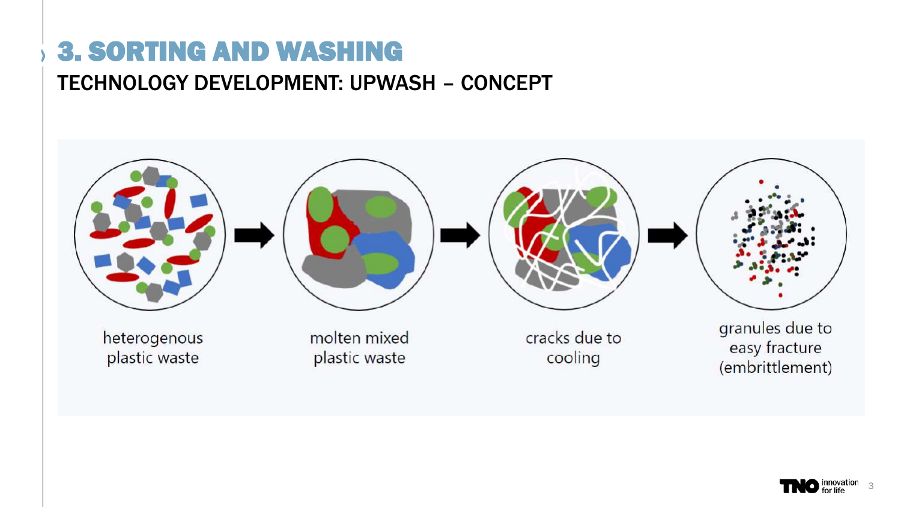# 3. SORTING AND WASHING

## TECHNOLOGY DEVELOPMENT: UPWASH – CONCEPT

heterogenous plastic waste → molten mixed plastic waste → cracks due to cooling → granules due to easy fracture (embrittlement)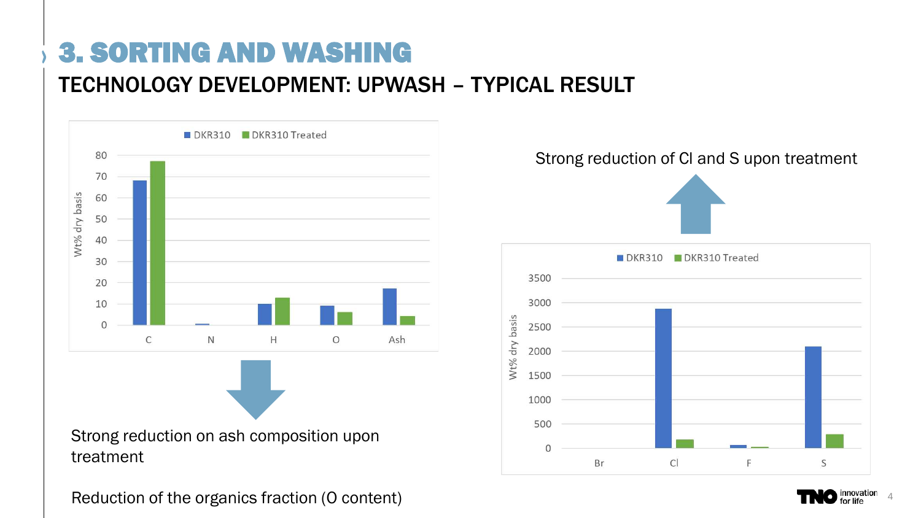# 3. SORTING AND WASHING

## TECHNOLOGY DEVELOPMENT: UPWASH – TYPICAL RESULT

Strong reduction on ash composition upon treatment

Reduction of the organics fraction (O content)

Strong reduction of Cl and S upon treatment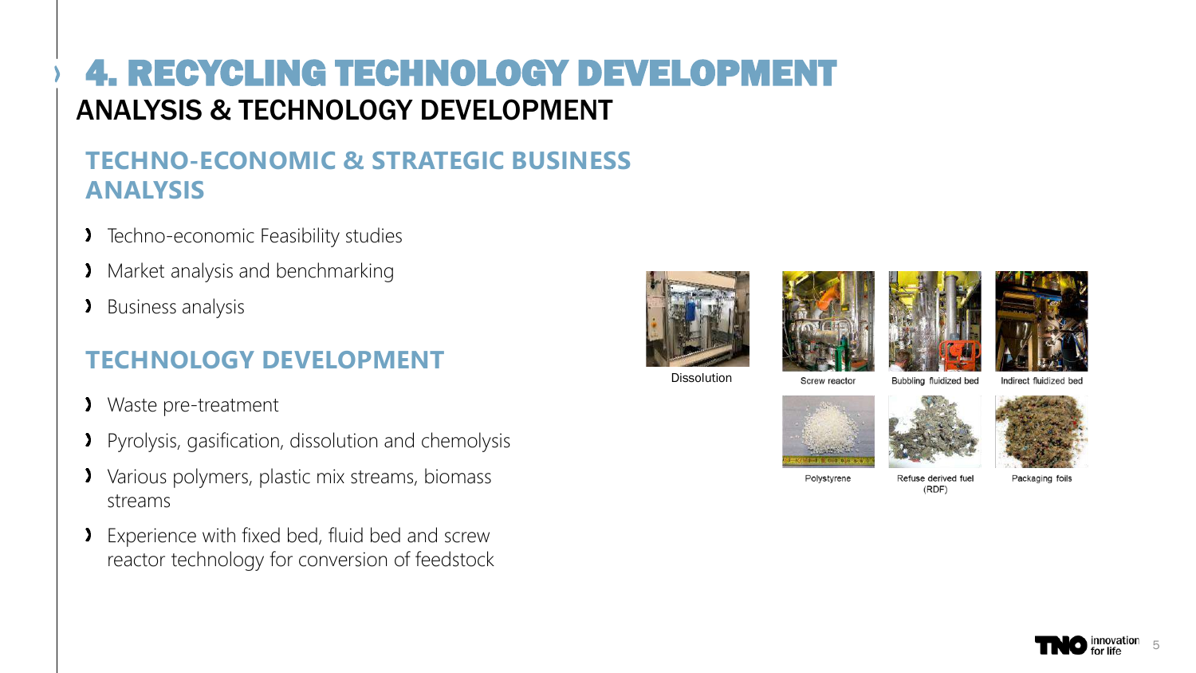# 4. RECYCLING TECHNOLOGY DEVELOPMENT

## ANALYSIS & TECHNOLOGY DEVELOPMENT

### TECHNO-ECONOMIC & STRATEGIC BUSINESS ANALYSIS

- Techno-economic Feasibility studies
- Market analysis and benchmarking
- Business analysis

### TECHNOLOGY DEVELOPMENT

- Waste pre-treatment
- Pyrolysis, gasification, dissolution and chemolysis
- Various polymers, plastic mix streams, biomass streams
- Experience with fixed bed, fluid bed and screw reactor technology for conversion of feedstock

Dissolution

Screw reactor

Bubbling fluidized bed

Indirect fluidized bed

Polystyrene

Refuse derived fuel (RDF)

Packaging foils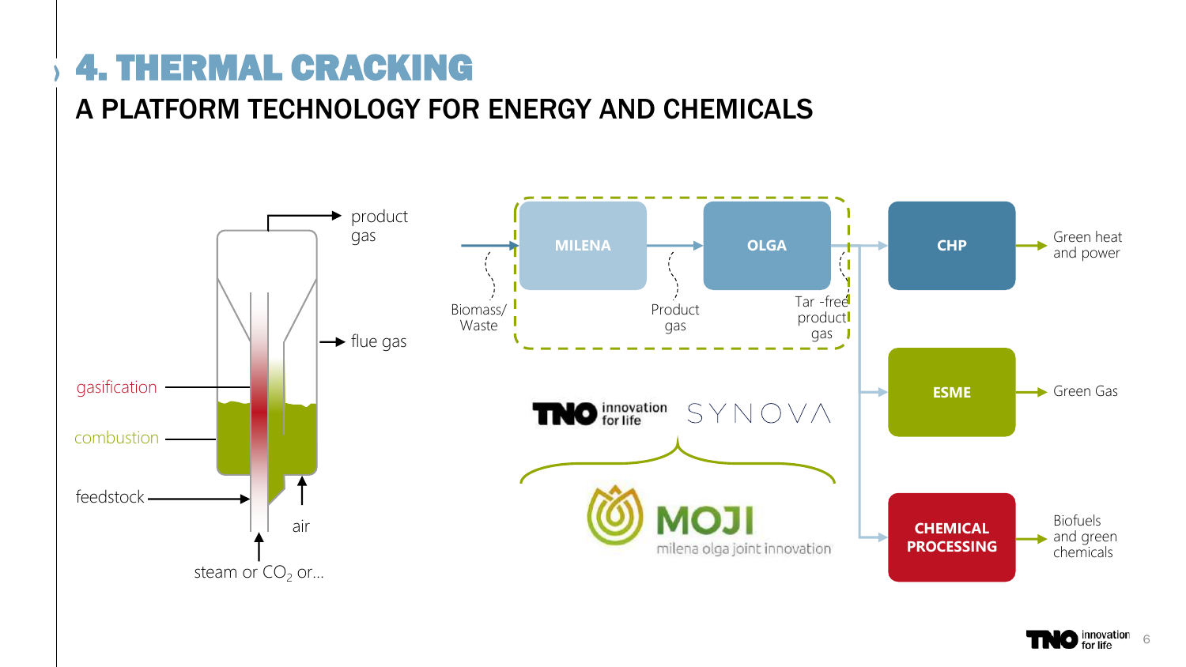# 4. THERMAL CRACKING

## A PLATFORM TECHNOLOGY FOR ENERGY AND CHEMICALS

product gas

flue gas

gasification

combustion

feedstock

air

steam or $CO_2$ or…

Biomass/ Waste

MILENA

Product gas

OLGA

Tar -free product gas

CHP

Green heat and power

ESME

Green Gas

CHEMICAL PROCESSING

Biofuels and green chemicals

TNO innovation for life

SYNOVA

MOJI

milena olga joint innovation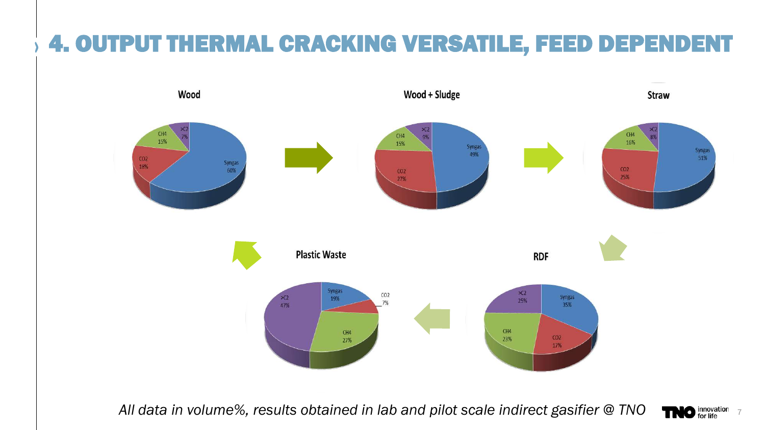# 4. OUTPUT THERMAL CRACKING VERSATILE, FEED DEPENDENT

**Wood**

- Syngas 60%
- $CO_2$ 18%
- $CH_4$ 15%
- >C2 7%

**Wood + Sludge**

- Syngas 49%
- $CO_2$ 27%
- $CH_4$ 15%
- >C2 9%

**Straw**

- Syngas 51%
- $CO_2$ 25%
- $CH_4$ 16%
- >C2 8%

**RDF**

- Syngas 35%
- $CO_2$ 17%
- $CH_4$ 23%
- >C2 25%

**Plastic Waste**

- Syngas 19%
- $CO_2$ 7%
- $CH_4$ 27%
- >C2 47%

*All data in volume%, results obtained in lab and pilot scale indirect gasifier @ TNO*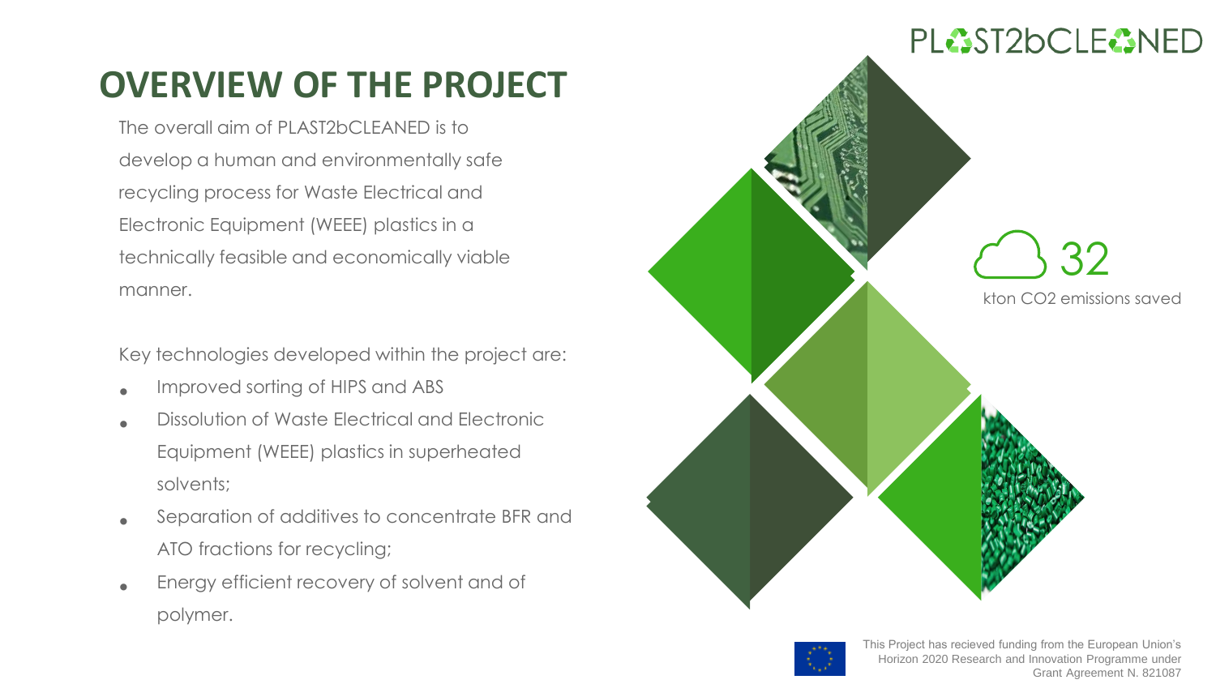PLAST2bCLEANED

# OVERVIEW OF THE PROJECT

The overall aim of PLAST2bCLEANED is to develop a human and environmentally safe recycling process for Waste Electrical and Electronic Equipment (WEEE) plastics in a technically feasible and economically viable manner.

Key technologies developed within the project are:

- Improved sorting of HIPS and ABS
- Dissolution of Waste Electrical and Electronic Equipment (WEEE) plastics in superheated solvents;
- Separation of additives to concentrate BFR and ATO fractions for recycling;
- Energy efficient recovery of solvent and of polymer.

32

kton CO2 emissions saved

This Project has recieved funding from the European Union's Horizon 2020 Research and Innovation Programme under Grant Agreement N. 821087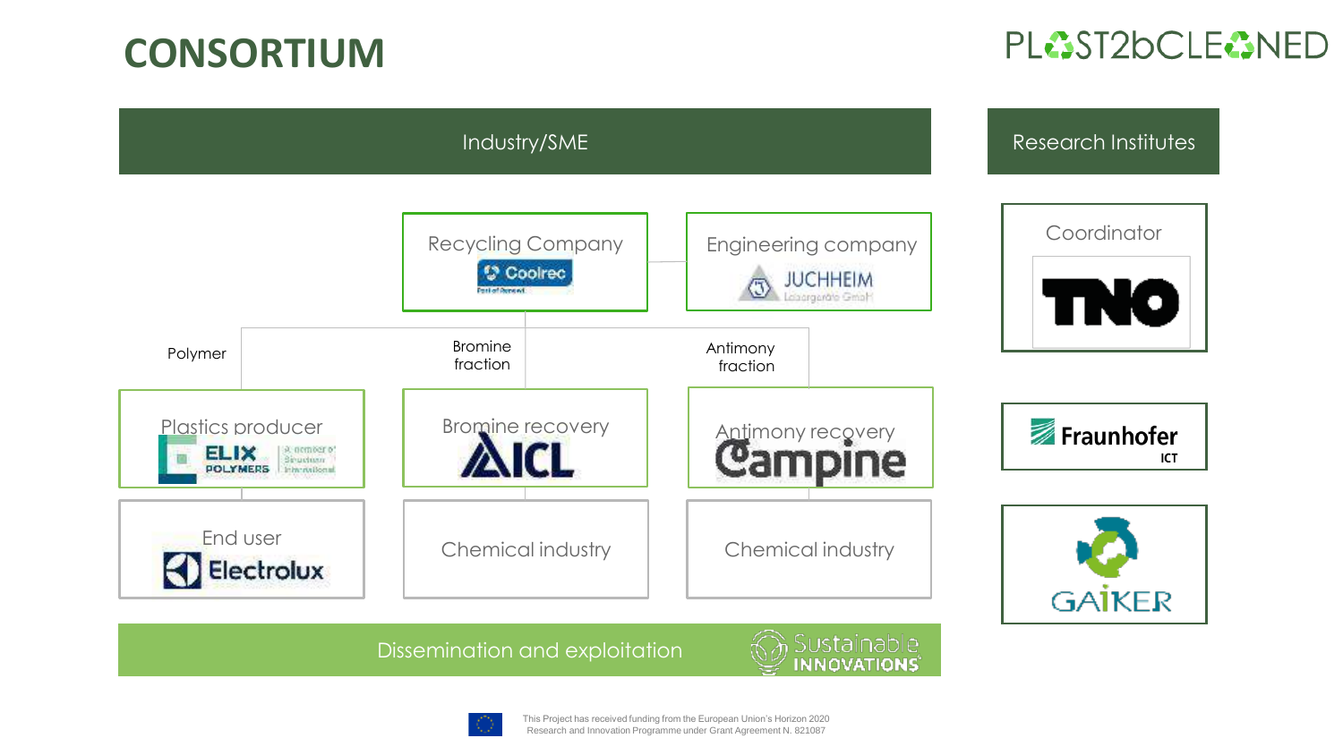# CONSORTIUM

PLAST2bCLEANED

## Industry/SME

**Recycling Company**
Coolrec

**Engineering company**
JUCHHEIM Laborgeräte GmbH

Polymer

Bromine fraction

Antimony fraction

**Plastics producer**
ELIX POLYMERS

**Bromine recovery**
ICL

**Antimony recovery**
Campine

**End user**
Electrolux

Chemical industry

Chemical industry

Dissemination and exploitation — Sustainable INNOVATIONS

## Research Institutes

**Coordinator**
TNO

Fraunhofer ICT

GAIKER

This Project has received funding from the European Union's Horizon 2020 Research and Innovation Programme under Grant Agreement N. 821087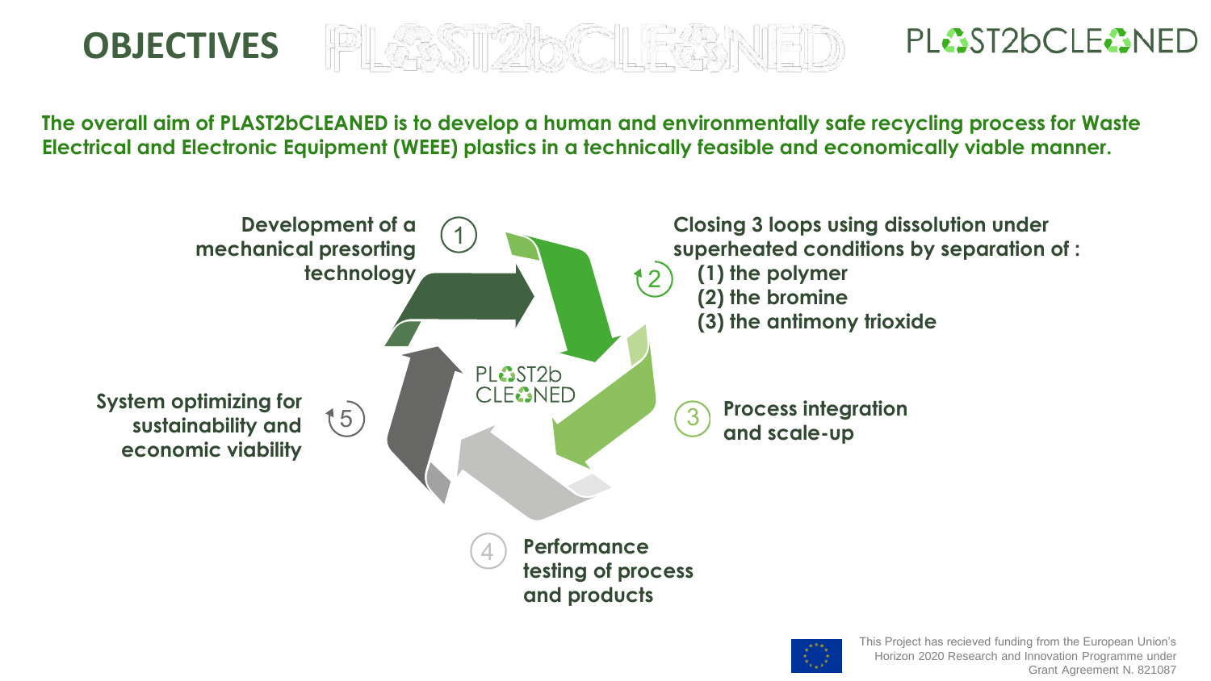# OBJECTIVES

PLAST2bCLEANED

**The overall aim of PLAST2bCLEANED is to develop a human and environmentally safe recycling process for Waste Electrical and Electronic Equipment (WEEE) plastics in a technically feasible and economically viable manner.**

1. **Development of a mechanical presorting technology**
2. **Closing 3 loops using dissolution under superheated conditions by separation of :**
   - **(1) the polymer**
   - **(2) the bromine**
   - **(3) the antimony trioxide**
3. **Process integration and scale-up**
4. **Performance testing of process and products**
5. **System optimizing for sustainability and economic viability**

This Project has recieved funding from the European Union's Horizon 2020 Research and Innovation Programme under Grant Agreement N. 821087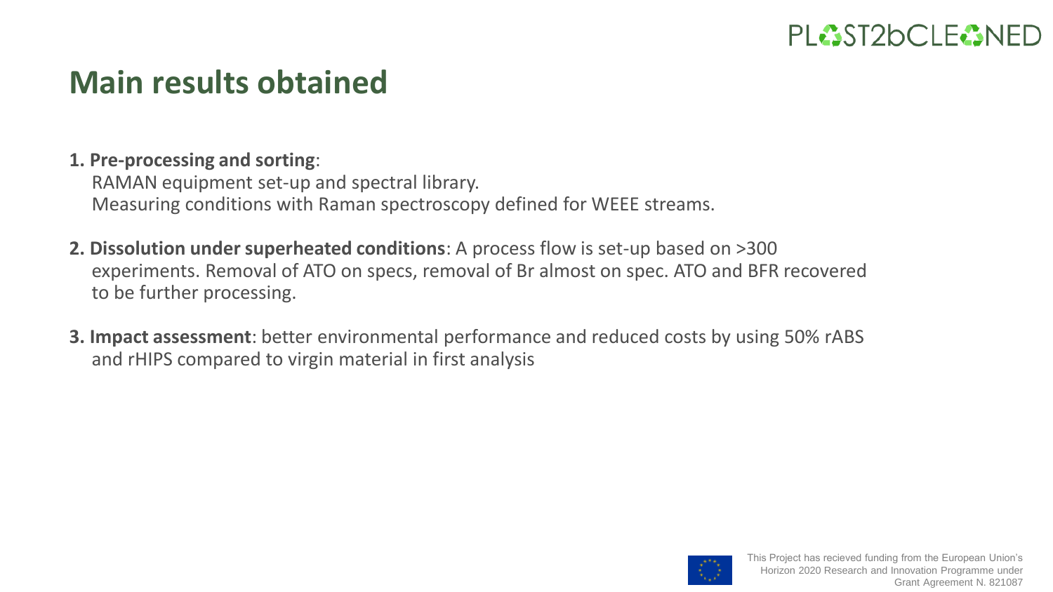## Main results obtained

1. **Pre-processing and sorting**:
   RAMAN equipment set-up and spectral library.
   Measuring conditions with Raman spectroscopy defined for WEEE streams.

2. **Dissolution under superheated conditions**: A process flow is set-up based on >300 experiments. Removal of ATO on specs, removal of Br almost on spec. ATO and BFR recovered to be further processing.

3. **Impact assessment**: better environmental performance and reduced costs by using 50% rABS and rHIPS compared to virgin material in first analysis

This Project has recieved funding from the European Union's Horizon 2020 Research and Innovation Programme under Grant Agreement N. 821087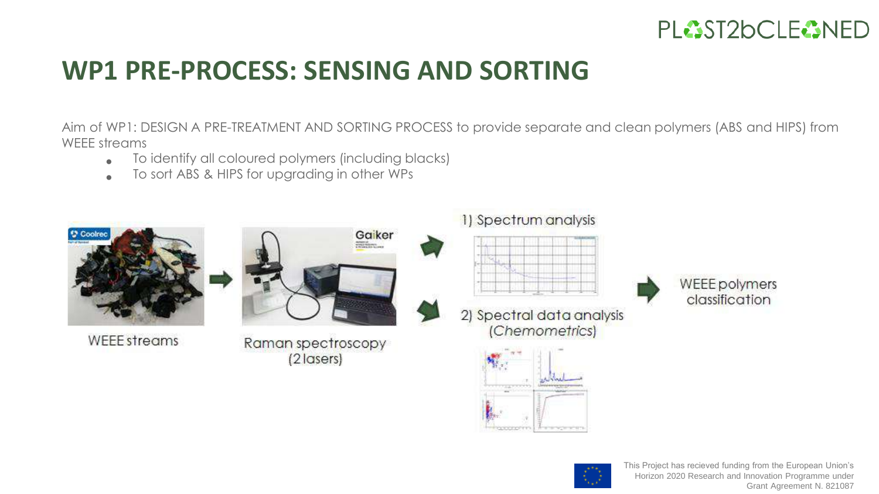# WP1 PRE-PROCESS: SENSING AND SORTING

Aim of WP1: DESIGN A PRE-TREATMENT AND SORTING PROCESS to provide separate and clean polymers (ABS and HIPS) from WEEE streams

- To identify all coloured polymers (including blacks)
- To sort ABS & HIPS for upgrading in other WPs

WEEE streams

Raman spectroscopy (2 lasers)

1) Spectrum analysis

2) Spectral data analysis (*Chemometrics*)

WEEE polymers classification

This Project has recieved funding from the European Union's Horizon 2020 Research and Innovation Programme under Grant Agreement N. 821087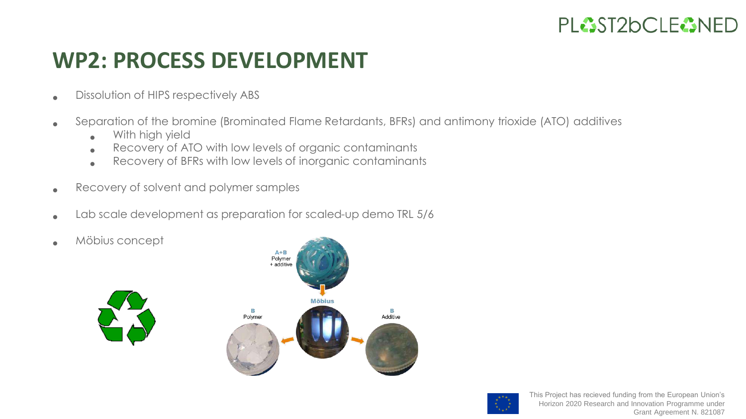## WP2: PROCESS DEVELOPMENT

- Dissolution of HIPS respectively ABS
- Separation of the bromine (Brominated Flame Retardants, BFRs) and antimony trioxide (ATO) additives
  - With high yield
  - Recovery of ATO with low levels of organic contaminants
  - Recovery of BFRs with low levels of inorganic contaminants
- Recovery of solvent and polymer samples
- Lab scale development as preparation for scaled-up demo TRL 5/6
- Möbius concept

This Project has recieved funding from the European Union's Horizon 2020 Research and Innovation Programme under Grant Agreement N. 821087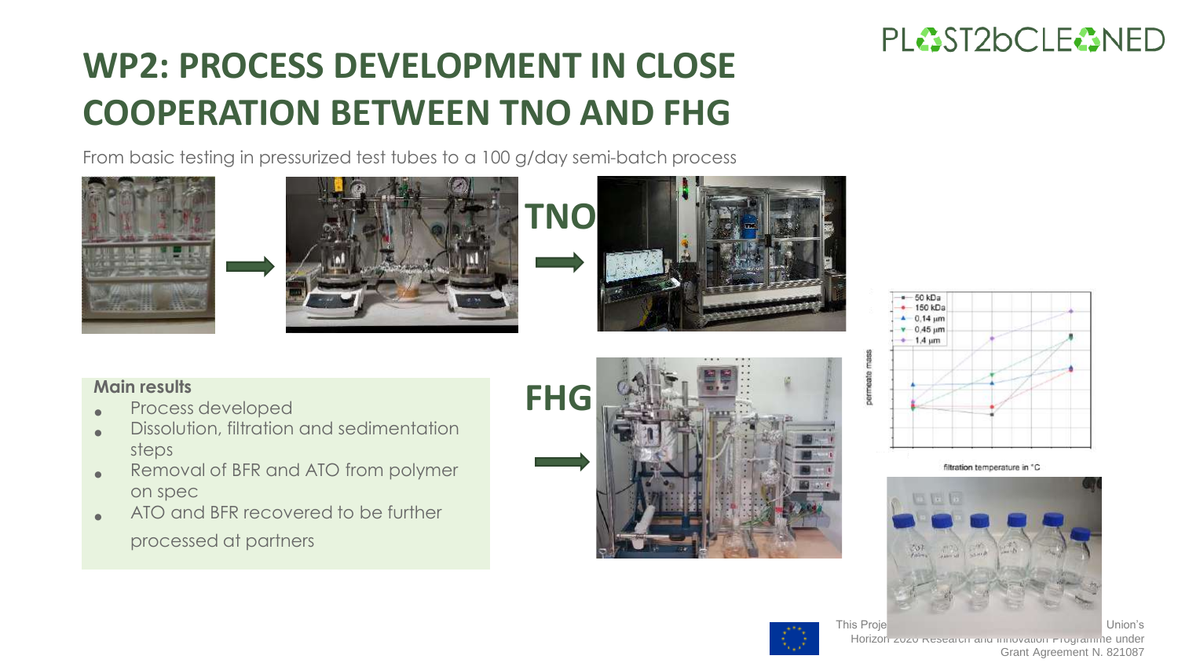# WP2: PROCESS DEVELOPMENT IN CLOSE COOPERATION BETWEEN TNO AND FHG

From basic testing in pressurized test tubes to a 100 g/day semi-batch process

TNO

FHG

**Main results**

- Process developed
- Dissolution, filtration and sedimentation steps
- Removal of BFR and ATO from polymer on spec
- ATO and BFR recovered to be further processed at partners

This Project has received funding from the European Union's Horizon 2020 Research and Innovation Programme under Grant Agreement N. 821087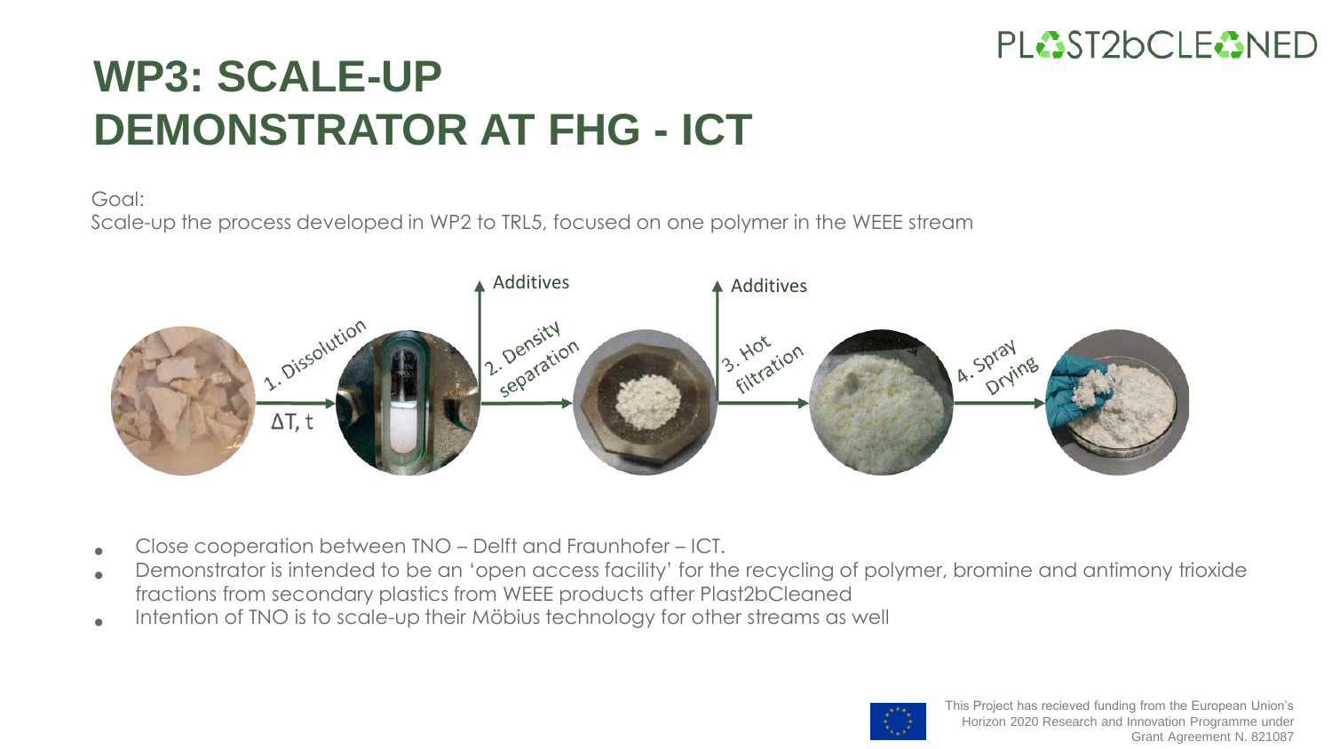# WP3: SCALE-UP DEMONSTRATOR AT FHG - ICT

Goal:
Scale-up the process developed in WP2 to TRL5, focused on one polymer in the WEEE stream

1. Dissolution ($\Delta T$, t) → 2. Density separation (Additives) → 3. Hot filtration (Additives) → 4. Spray Drying

- Close cooperation between TNO – Delft and Fraunhofer – ICT.
- Demonstrator is intended to be an 'open access facility' for the recycling of polymer, bromine and antimony trioxide fractions from secondary plastics from WEEE products after Plast2bCleaned
- Intention of TNO is to scale-up their Möbius technology for other streams as well

This Project has recieved funding from the European Union's Horizon 2020 Research and Innovation Programme under Grant Agreement N. 821087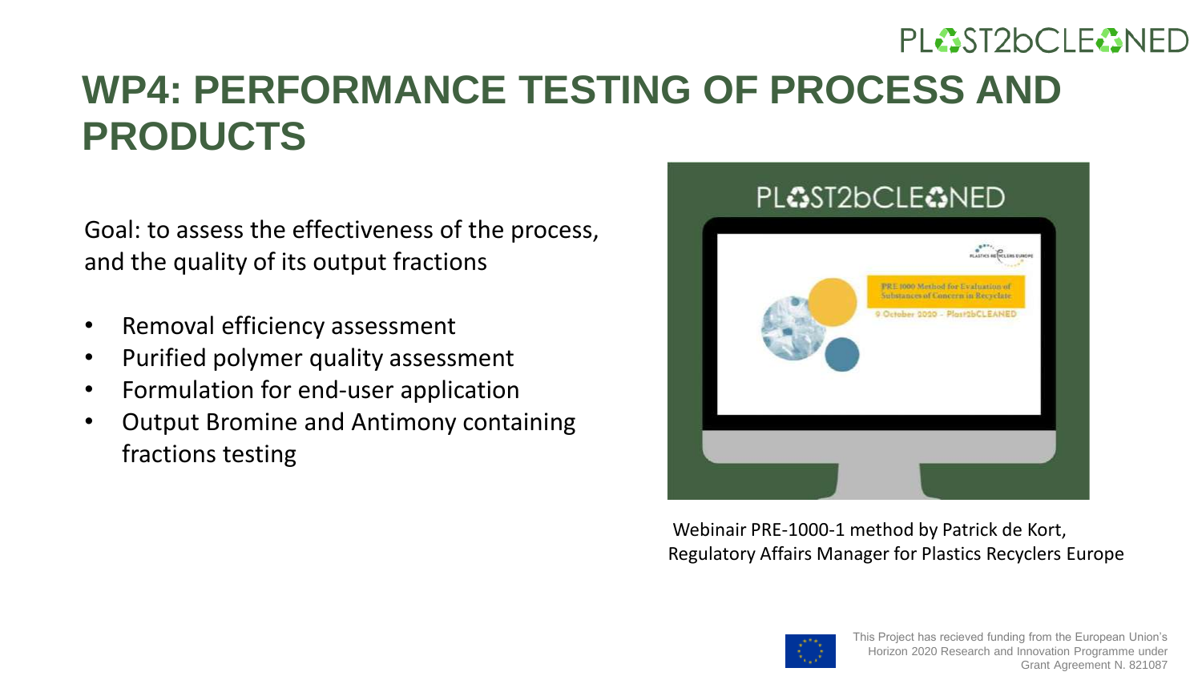# WP4: PERFORMANCE TESTING OF PROCESS AND PRODUCTS

Goal: to assess the effectiveness of the process, and the quality of its output fractions

- Removal efficiency assessment
- Purified polymer quality assessment
- Formulation for end-user application
- Output Bromine and Antimony containing fractions testing

Webinair PRE-1000-1 method by Patrick de Kort, Regulatory Affairs Manager for Plastics Recyclers Europe

This Project has recieved funding from the European Union's Horizon 2020 Research and Innovation Programme under Grant Agreement N. 821087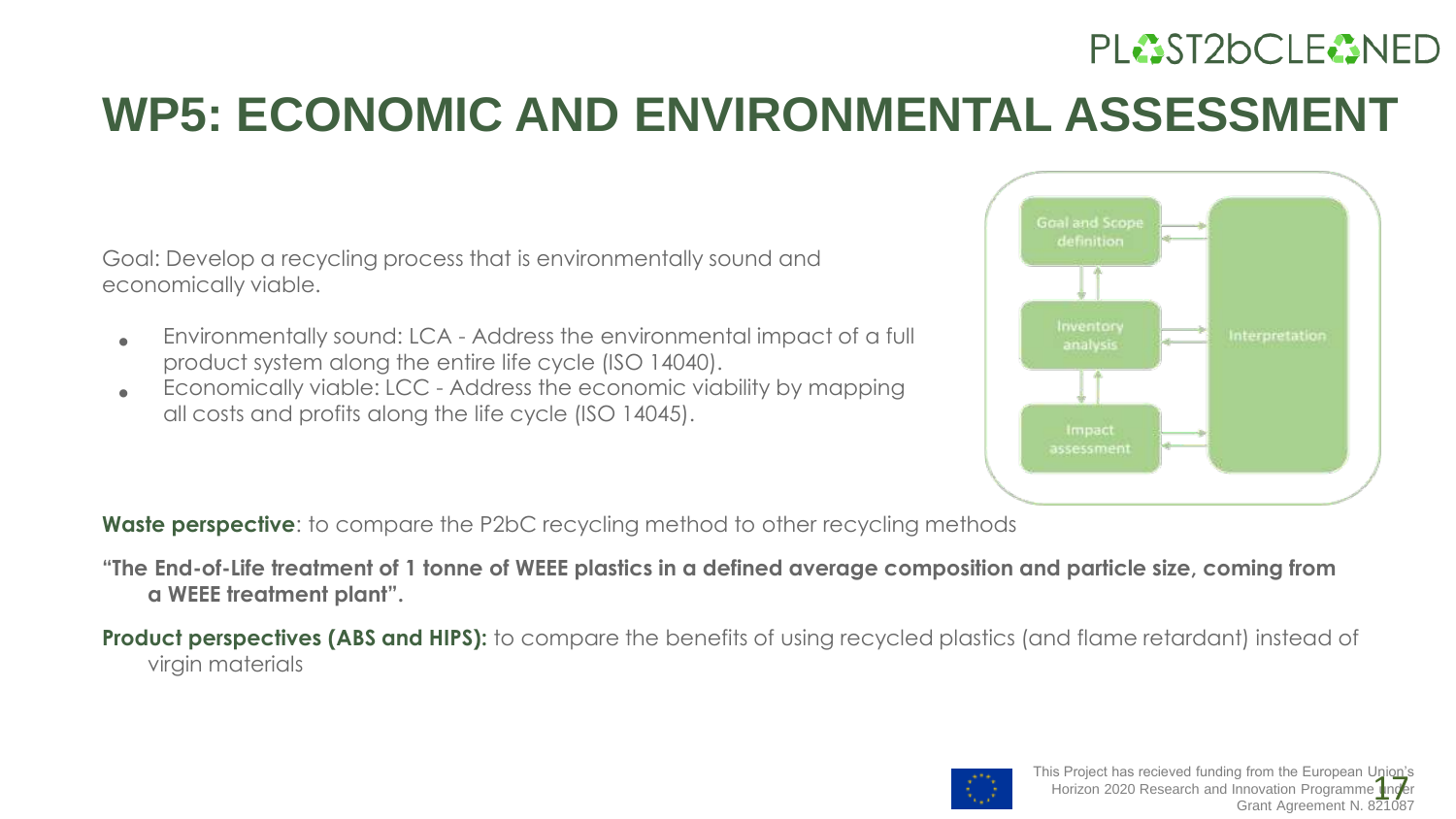# WP5: ECONOMIC AND ENVIRONMENTAL ASSESSMENT

Goal: Develop a recycling process that is environmentally sound and economically viable.

- Environmentally sound: LCA - Address the environmental impact of a full product system along the entire life cycle (ISO 14040).
- Economically viable: LCC - Address the economic viability by mapping all costs and profits along the life cycle (ISO 14045).

Goal and Scope definition

Inventory analysis

Impact assessment

Interpretation

**Waste perspective**: to compare the P2bC recycling method to other recycling methods

**"The End-of-Life treatment of 1 tonne of WEEE plastics in a defined average composition and particle size, coming from a WEEE treatment plant".**

**Product perspectives (ABS and HIPS):** to compare the benefits of using recycled plastics (and flame retardant) instead of virgin materials

This Project has recieved funding from the European Union's Horizon 2020 Research and Innovation Programme under Grant Agreement N. 821087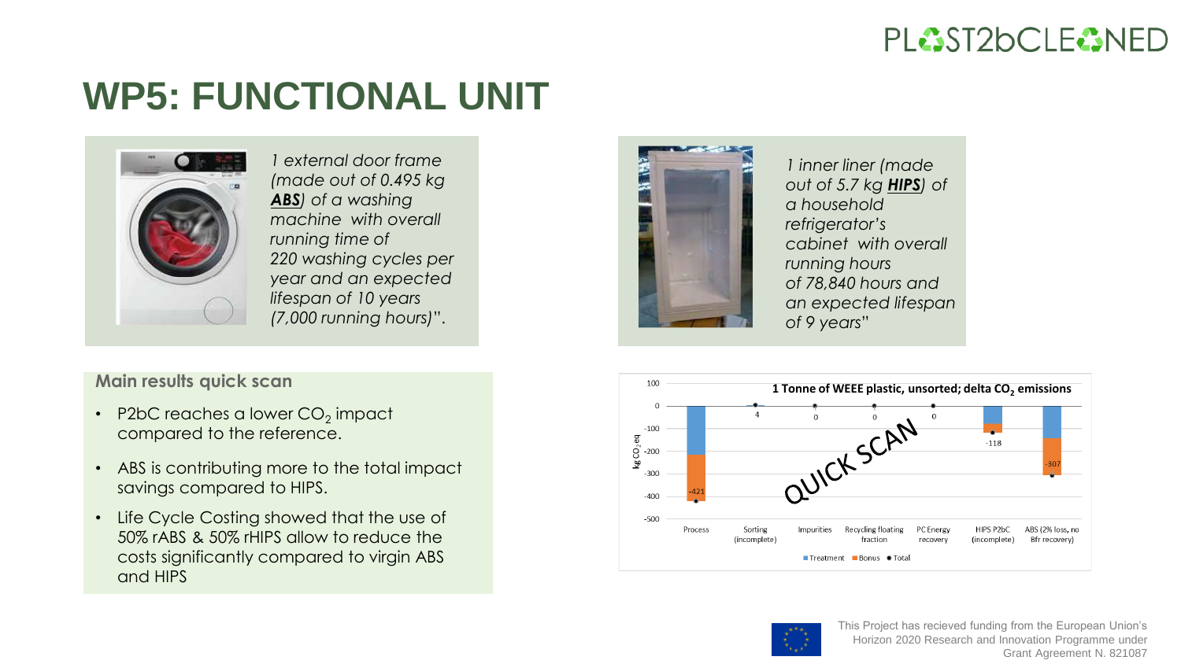# WP5: FUNCTIONAL UNIT

*1 external door frame (made out of 0.495 kg **ABS**) of a washing machine with overall running time of 220 washing cycles per year and an expected lifespan of 10 years (7,000 running hours)*".

*1 inner liner (made out of 5.7 kg **HIPS**) of a household refrigerator's cabinet with overall running hours of 78,840 hours and an expected lifespan of 9 years*"

**Main results quick scan**

- P2bC reaches a lower $CO_2$ impact compared to the reference.
- ABS is contributing more to the total impact savings compared to HIPS.
- Life Cycle Costing showed that the use of 50% rABS & 50% rHIPS allow to reduce the costs significantly compared to virgin ABS and HIPS

**1 Tonne of WEEE plastic, unsorted; delta $CO_2$ emissions**

| Step | Total (kg $CO_2$ eq) |
| --- | --- |
| Process | -421 |
| Sorting (incomplete) | 4 |
| Impurities | 0 |
| Recycling floating fraction | 0 |
| PC Energy recovery | 0 |
| HIPS P2bC (incomplete) | -118 |
| ABS (2% loss, no Bfr recovery) | -307 |

Legend: Treatment, Bonus, Total

QUICK SCAN

This Project has recieved funding from the European Union's Horizon 2020 Research and Innovation Programme under Grant Agreement N. 821087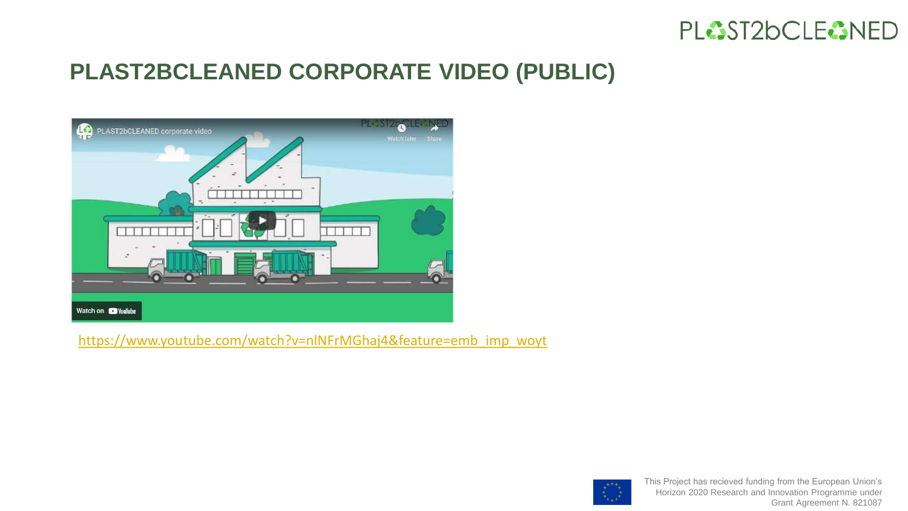# PLAST2BCLEANED CORPORATE VIDEO (PUBLIC)

https://www.youtube.com/watch?v=nlNFrMGhaj4&feature=emb_imp_woyt

This Project has recieved funding from the European Union's Horizon 2020 Research and Innovation Programme under Grant Agreement N. 821087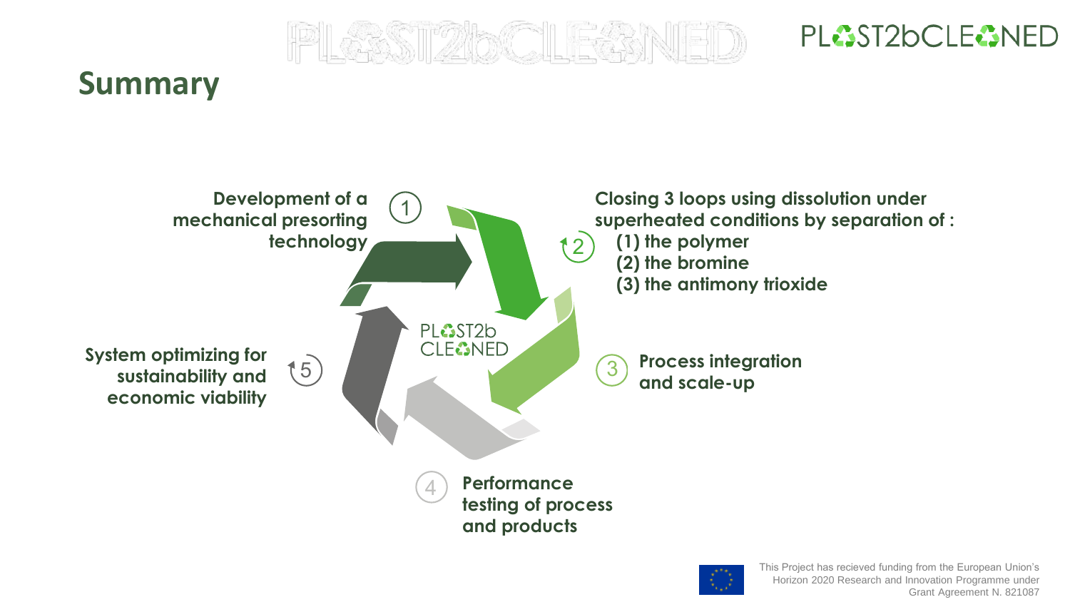## Summary

1. Development of a mechanical presorting technology
2. Closing 3 loops using dissolution under superheated conditions by separation of :
   - (1) the polymer
   - (2) the bromine
   - (3) the antimony trioxide
3. Process integration and scale-up
4. Performance testing of process and products
5. System optimizing for sustainability and economic viability

This Project has recieved funding from the European Union's Horizon 2020 Research and Innovation Programme under Grant Agreement N. 821087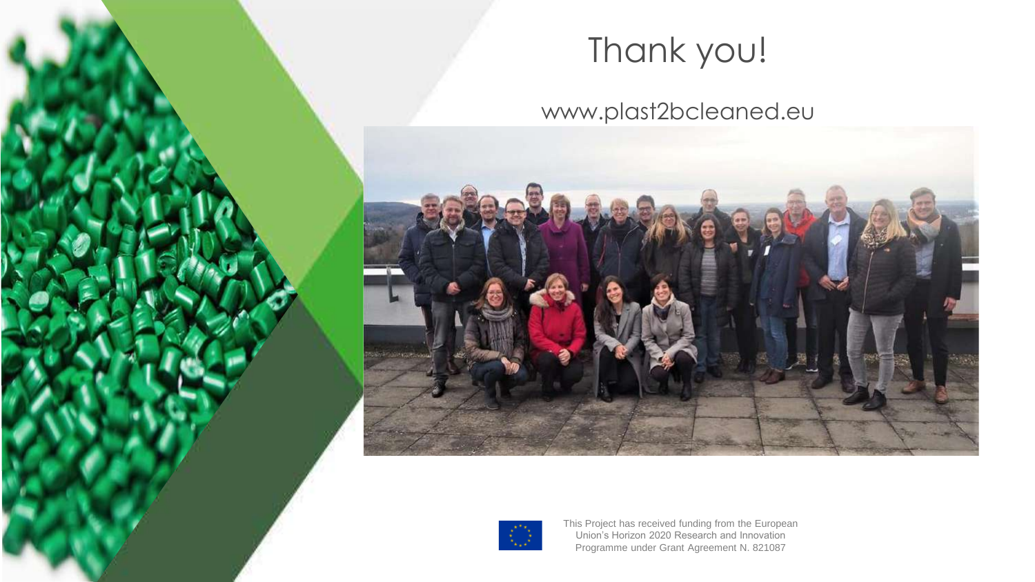# Thank you!

www.plast2bcleaned.eu

This Project has received funding from the European Union's Horizon 2020 Research and Innovation Programme under Grant Agreement N. 821087